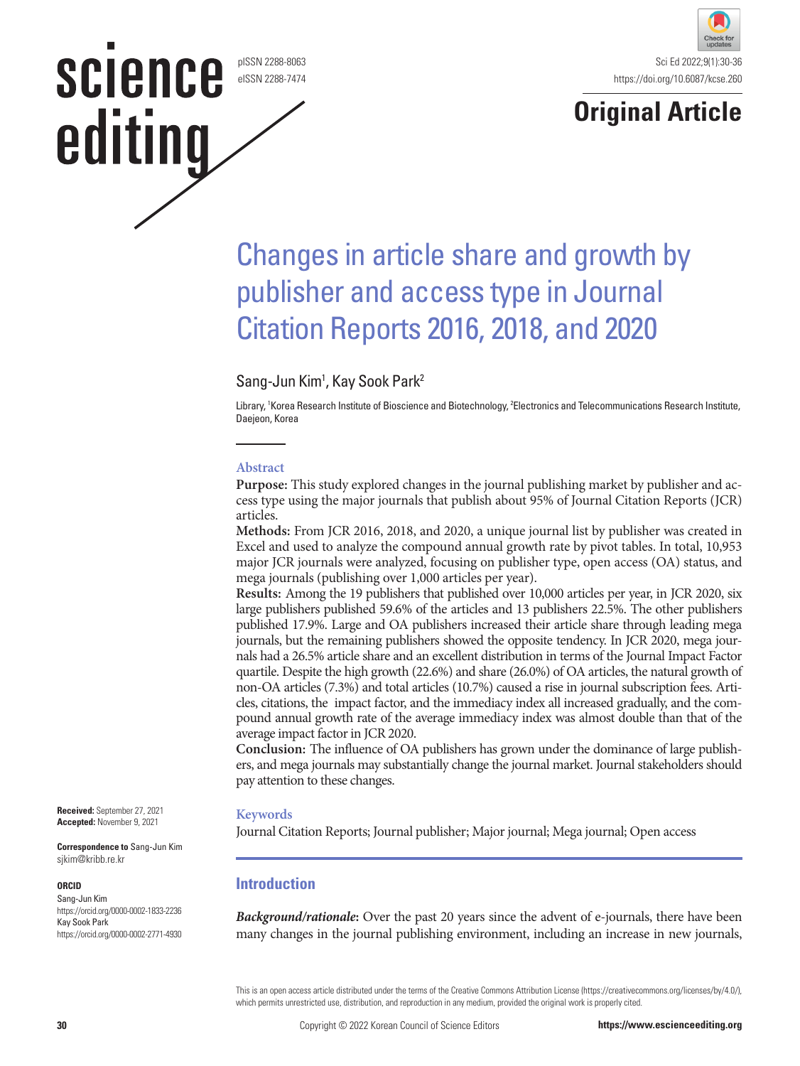Original Article

# Changes in article share and growth by publisher and access type in Journal Citation Reports 2016, 2018, and 2020

Sang-Jun Kim[1], Kay Sook Park[2]

Library, [1]Korea Research Institute of Bioscience and Biotechnology, [2]Electronics and Telecommunications Research Institute, Daejeon, Korea

## Abstract

**Purpose:** This study explored changes in the journal publishing market by publisher and access type using the major journals that publish about 95% of Journal Citation Reports (JCR) articles.

**Methods:** From JCR 2016, 2018, and 2020, a unique journal list by publisher was created in Excel and used to analyze the compound annual growth rate by pivot tables. In total, 10,953 major JCR journals were analyzed, focusing on publisher type, open access (OA) status, and mega journals (publishing over 1,000 articles per year).

**Results:** Among the 19 publishers that published over 10,000 articles per year, in JCR 2020, six large publishers published 59.6% of the articles and 13 publishers 22.5%. The other publishers published 17.9%. Large and OA publishers increased their article share through leading mega journals, but the remaining publishers showed the opposite tendency. In JCR 2020, mega journals had a 26.5% article share and an excellent distribution in terms of the Journal Impact Factor quartile. Despite the high growth (22.6%) and share (26.0%) of OA articles, the natural growth of non-OA articles (7.3%) and total articles (10.7%) caused a rise in journal subscription fees. Articles, citations, the impact factor, and the immediacy index all increased gradually, and the compound annual growth rate of the average immediacy index was almost double than that of the average impact factor in JCR 2020.

**Conclusion:** The influence of OA publishers has grown under the dominance of large publishers, and mega journals may substantially change the journal market. Journal stakeholders should pay attention to these changes.

## Keywords

Journal Citation Reports; Journal publisher; Major journal; Mega journal; Open access

**Received:** September 27, 2021
**Accepted:** November 9, 2021

**Correspondence to** Sang-Jun Kim
sjkim@kribb.re.kr

**ORCID**
Sang-Jun Kim
https://orcid.org/0000-0002-1833-2236
Kay Sook Park
https://orcid.org/0000-0002-2771-4930

## Introduction

***Background/rationale*:** Over the past 20 years since the advent of e-journals, there have been many changes in the journal publishing environment, including an increase in new journals,

This is an open access article distributed under the terms of the Creative Commons Attribution License (https://creativecommons.org/licenses/by/4.0/), which permits unrestricted use, distribution, and reproduction in any medium, provided the original work is properly cited.

Copyright © 2022 Korean Council of Science Editors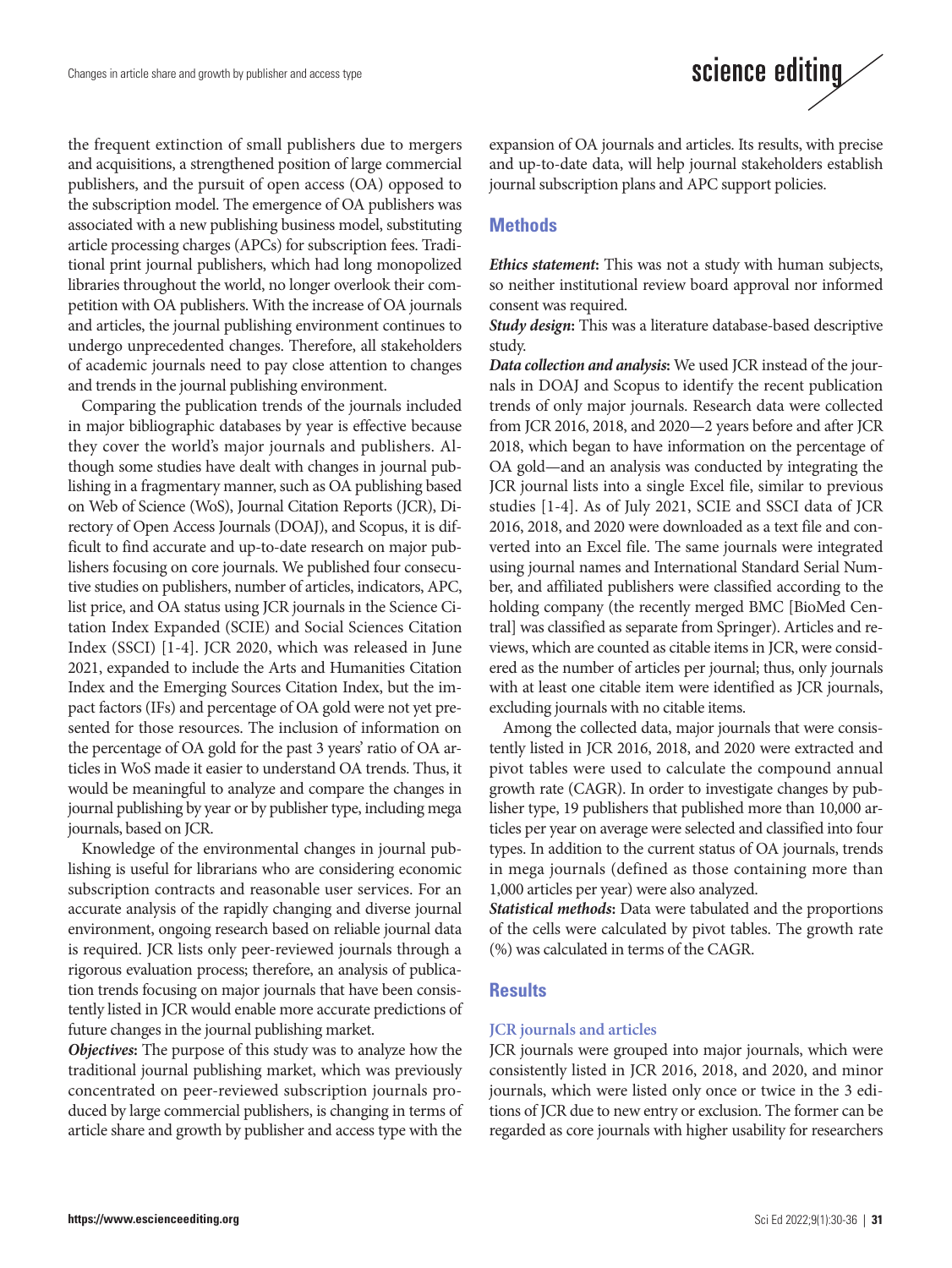the frequent extinction of small publishers due to mergers and acquisitions, a strengthened position of large commercial publishers, and the pursuit of open access (OA) opposed to the subscription model. The emergence of OA publishers was associated with a new publishing business model, substituting article processing charges (APCs) for subscription fees. Traditional print journal publishers, which had long monopolized libraries throughout the world, no longer overlook their competition with OA publishers. With the increase of OA journals and articles, the journal publishing environment continues to undergo unprecedented changes. Therefore, all stakeholders of academic journals need to pay close attention to changes and trends in the journal publishing environment.

Comparing the publication trends of the journals included in major bibliographic databases by year is effective because they cover the world's major journals and publishers. Although some studies have dealt with changes in journal publishing in a fragmentary manner, such as OA publishing based on Web of Science (WoS), Journal Citation Reports (JCR), Directory of Open Access Journals (DOAJ), and Scopus, it is difficult to find accurate and up-to-date research on major publishers focusing on core journals. We published four consecutive studies on publishers, number of articles, indicators, APC, list price, and OA status using JCR journals in the Science Citation Index Expanded (SCIE) and Social Sciences Citation Index (SSCI) [1-4]. JCR 2020, which was released in June 2021, expanded to include the Arts and Humanities Citation Index and the Emerging Sources Citation Index, but the impact factors (IFs) and percentage of OA gold were not yet presented for those resources. The inclusion of information on the percentage of OA gold for the past 3 years' ratio of OA articles in WoS made it easier to understand OA trends. Thus, it would be meaningful to analyze and compare the changes in journal publishing by year or by publisher type, including mega journals, based on JCR.

Knowledge of the environmental changes in journal publishing is useful for librarians who are considering economic subscription contracts and reasonable user services. For an accurate analysis of the rapidly changing and diverse journal environment, ongoing research based on reliable journal data is required. JCR lists only peer-reviewed journals through a rigorous evaluation process; therefore, an analysis of publication trends focusing on major journals that have been consistently listed in JCR would enable more accurate predictions of future changes in the journal publishing market.

***Objectives*:** The purpose of this study was to analyze how the traditional journal publishing market, which was previously concentrated on peer-reviewed subscription journals produced by large commercial publishers, is changing in terms of article share and growth by publisher and access type with the expansion of OA journals and articles. Its results, with precise and up-to-date data, will help journal stakeholders establish journal subscription plans and APC support policies.

## Methods

***Ethics statement*:** This was not a study with human subjects, so neither institutional review board approval nor informed consent was required.

***Study design*:** This was a literature database-based descriptive study.

***Data collection and analysis*:** We used JCR instead of the journals in DOAJ and Scopus to identify the recent publication trends of only major journals. Research data were collected from JCR 2016, 2018, and 2020—2 years before and after JCR 2018, which began to have information on the percentage of OA gold—and an analysis was conducted by integrating the JCR journal lists into a single Excel file, similar to previous studies [1-4]. As of July 2021, SCIE and SSCI data of JCR 2016, 2018, and 2020 were downloaded as a text file and converted into an Excel file. The same journals were integrated using journal names and International Standard Serial Number, and affiliated publishers were classified according to the holding company (the recently merged BMC [BioMed Central] was classified as separate from Springer). Articles and reviews, which are counted as citable items in JCR, were considered as the number of articles per journal; thus, only journals with at least one citable item were identified as JCR journals, excluding journals with no citable items.

Among the collected data, major journals that were consistently listed in JCR 2016, 2018, and 2020 were extracted and pivot tables were used to calculate the compound annual growth rate (CAGR). In order to investigate changes by publisher type, 19 publishers that published more than 10,000 articles per year on average were selected and classified into four types. In addition to the current status of OA journals, trends in mega journals (defined as those containing more than 1,000 articles per year) were also analyzed.

***Statistical methods*:** Data were tabulated and the proportions of the cells were calculated by pivot tables. The growth rate (%) was calculated in terms of the CAGR.

## Results

### JCR journals and articles

JCR journals were grouped into major journals, which were consistently listed in JCR 2016, 2018, and 2020, and minor journals, which were listed only once or twice in the 3 editions of JCR due to new entry or exclusion. The former can be regarded as core journals with higher usability for researchers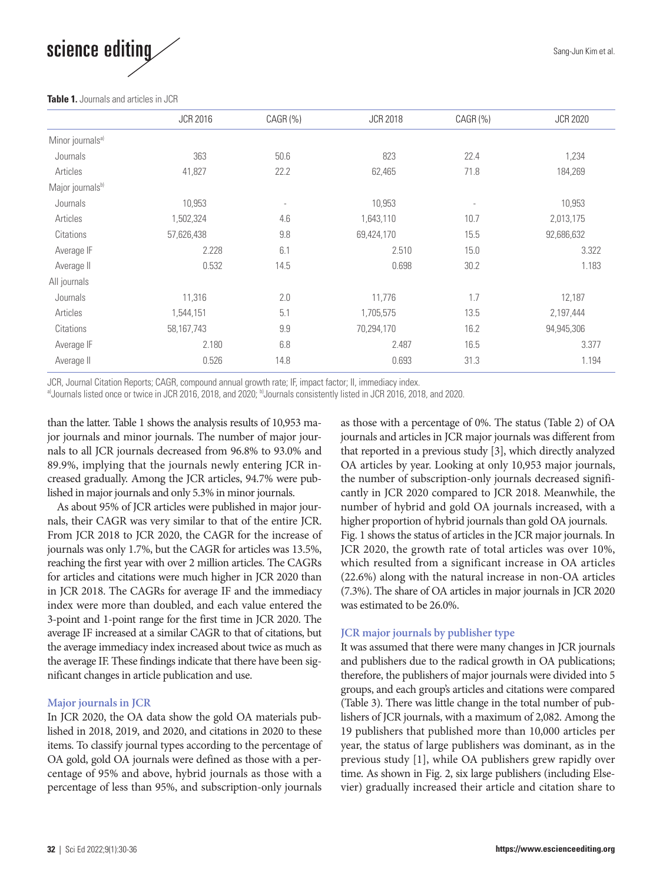**Table 1.** Journals and articles in JCR

| | JCR 2016 | CAGR (%) | JCR 2018 | CAGR (%) | JCR 2020 |
|---|---|---|---|---|---|
| Minor journals[a] | | | | | |
| Journals | 363 | 50.6 | 823 | 22.4 | 1,234 |
| Articles | 41,827 | 22.2 | 62,465 | 71.8 | 184,269 |
| Major journals[b] | | | | | |
| Journals | 10,953 | - | 10,953 | - | 10,953 |
| Articles | 1,502,324 | 4.6 | 1,643,110 | 10.7 | 2,013,175 |
| Citations | 57,626,438 | 9.8 | 69,424,170 | 15.5 | 92,686,632 |
| Average IF | 2.228 | 6.1 | 2.510 | 15.0 | 3.322 |
| Average II | 0.532 | 14.5 | 0.698 | 30.2 | 1.183 |
| All journals | | | | | |
| Journals | 11,316 | 2.0 | 11,776 | 1.7 | 12,187 |
| Articles | 1,544,151 | 5.1 | 1,705,575 | 13.5 | 2,197,444 |
| Citations | 58,167,743 | 9.9 | 70,294,170 | 16.2 | 94,945,306 |
| Average IF | 2.180 | 6.8 | 2.487 | 16.5 | 3.377 |
| Average II | 0.526 | 14.8 | 0.693 | 31.3 | 1.194 |

JCR, Journal Citation Reports; CAGR, compound annual growth rate; IF, impact factor; II, immediacy index.
[a]Journals listed once or twice in JCR 2016, 2018, and 2020; [b]Journals consistently listed in JCR 2016, 2018, and 2020.

than the latter. Table 1 shows the analysis results of 10,953 major journals and minor journals. The number of major journals to all JCR journals decreased from 96.8% to 93.0% and 89.9%, implying that the journals newly entering JCR increased gradually. Among the JCR articles, 94.7% were published in major journals and only 5.3% in minor journals.

As about 95% of JCR articles were published in major journals, their CAGR was very similar to that of the entire JCR. From JCR 2018 to JCR 2020, the CAGR for the increase of journals was only 1.7%, but the CAGR for articles was 13.5%, reaching the first year with over 2 million articles. The CAGRs for articles and citations were much higher in JCR 2020 than in JCR 2018. The CAGRs for average IF and the immediacy index were more than doubled, and each value entered the 3-point and 1-point range for the first time in JCR 2020. The average IF increased at a similar CAGR to that of citations, but the average immediacy index increased about twice as much as the average IF. These findings indicate that there have been significant changes in article publication and use.

### Major journals in JCR

In JCR 2020, the OA data show the gold OA materials published in 2018, 2019, and 2020, and citations in 2020 to these items. To classify journal types according to the percentage of OA gold, gold OA journals were defined as those with a percentage of 95% and above, hybrid journals as those with a percentage of less than 95%, and subscription-only journals as those with a percentage of 0%. The status (Table 2) of OA journals and articles in JCR major journals was different from that reported in a previous study [3], which directly analyzed OA articles by year. Looking at only 10,953 major journals, the number of subscription-only journals decreased significantly in JCR 2020 compared to JCR 2018. Meanwhile, the number of hybrid and gold OA journals increased, with a higher proportion of hybrid journals than gold OA journals. Fig. 1 shows the status of articles in the JCR major journals. In JCR 2020, the growth rate of total articles was over 10%, which resulted from a significant increase in OA articles (22.6%) along with the natural increase in non-OA articles (7.3%). The share of OA articles in major journals in JCR 2020 was estimated to be 26.0%.

### JCR major journals by publisher type

It was assumed that there were many changes in JCR journals and publishers due to the radical growth in OA publications; therefore, the publishers of major journals were divided into 5 groups, and each group's articles and citations were compared (Table 3). There was little change in the total number of publishers of JCR journals, with a maximum of 2,082. Among the 19 publishers that published more than 10,000 articles per year, the status of large publishers was dominant, as in the previous study [1], while OA publishers grew rapidly over time. As shown in Fig. 2, six large publishers (including Elsevier) gradually increased their article and citation share to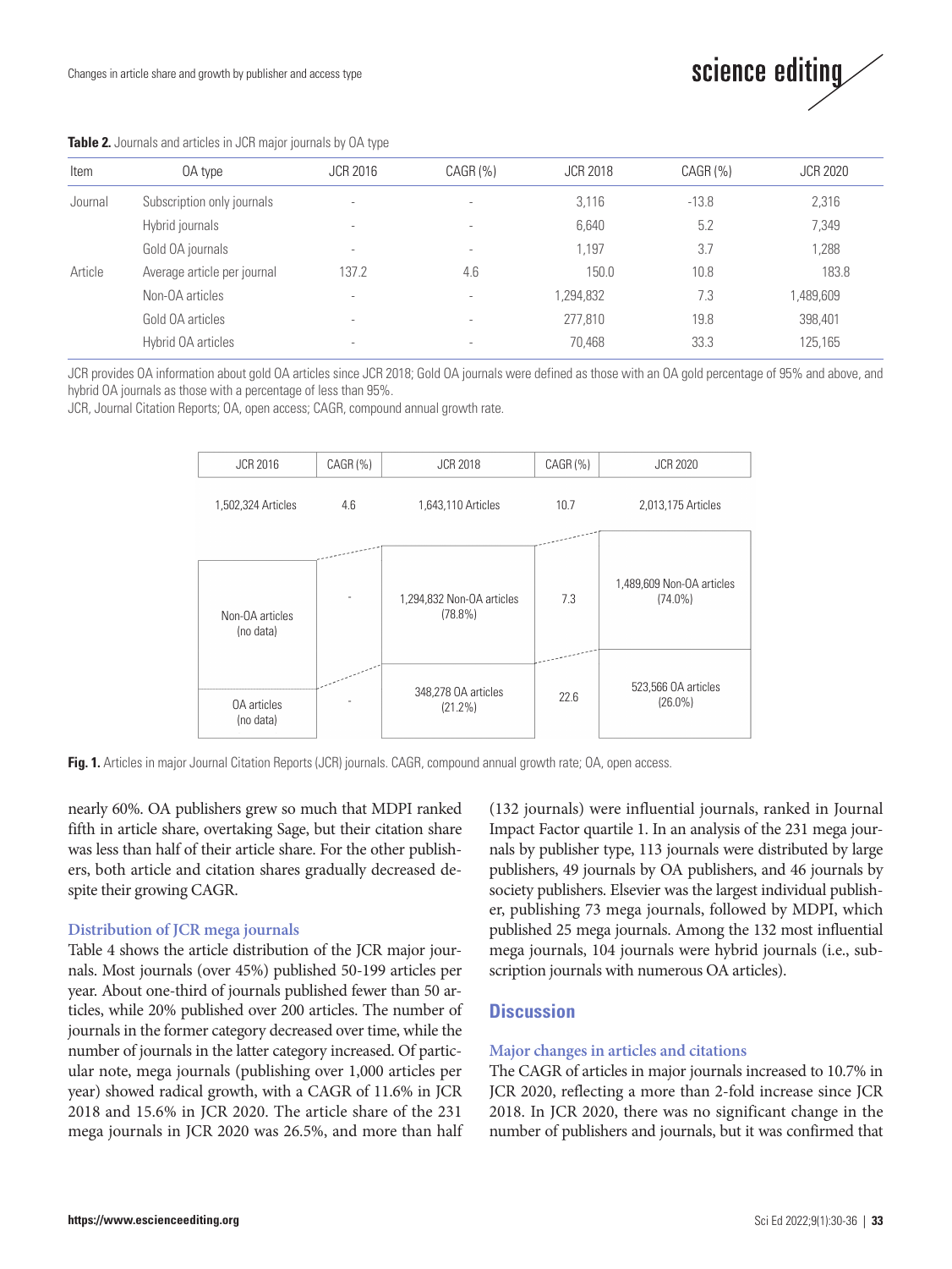**Table 2.** Journals and articles in JCR major journals by OA type

| Item | OA type | JCR 2016 | CAGR (%) | JCR 2018 | CAGR (%) | JCR 2020 |
|---|---|---|---|---|---|---|
| Journal | Subscription only journals | - | - | 3,116 | -13.8 | 2,316 |
| | Hybrid journals | - | - | 6,640 | 5.2 | 7,349 |
| | Gold OA journals | - | - | 1,197 | 3.7 | 1,288 |
| Article | Average article per journal | 137.2 | 4.6 | 150.0 | 10.8 | 183.8 |
| | Non-OA articles | - | - | 1,294,832 | 7.3 | 1,489,609 |
| | Gold OA articles | - | - | 277,810 | 19.8 | 398,401 |
| | Hybrid OA articles | - | - | 70,468 | 33.3 | 125,165 |

JCR provides OA information about gold OA articles since JCR 2018; Gold OA journals were defined as those with an OA gold percentage of 95% and above, and hybrid OA journals as those with a percentage of less than 95%.
JCR, Journal Citation Reports; OA, open access; CAGR, compound annual growth rate.

| JCR 2016 | CAGR (%) | JCR 2018 | CAGR (%) | JCR 2020 |
|---|---|---|---|---|
| 1,502,324 Articles | 4.6 | 1,643,110 Articles | 10.7 | 2,013,175 Articles |
| Non-OA articles (no data) | - | 1,294,832 Non-OA articles (78.8%) | 7.3 | 1,489,609 Non-OA articles (74.0%) |
| OA articles (no data) | - | 348,278 OA articles (21.2%) | 22.6 | 523,566 OA articles (26.0%) |

**Fig. 1.** Articles in major Journal Citation Reports (JCR) journals. CAGR, compound annual growth rate; OA, open access.

nearly 60%. OA publishers grew so much that MDPI ranked fifth in article share, overtaking Sage, but their citation share was less than half of their article share. For the other publishers, both article and citation shares gradually decreased despite their growing CAGR.

### Distribution of JCR mega journals

Table 4 shows the article distribution of the JCR major journals. Most journals (over 45%) published 50-199 articles per year. About one-third of journals published fewer than 50 articles, while 20% published over 200 articles. The number of journals in the former category decreased over time, while the number of journals in the latter category increased. Of particular note, mega journals (publishing over 1,000 articles per year) showed radical growth, with a CAGR of 11.6% in JCR 2018 and 15.6% in JCR 2020. The article share of the 231 mega journals in JCR 2020 was 26.5%, and more than half (132 journals) were influential journals, ranked in Journal Impact Factor quartile 1. In an analysis of the 231 mega journals by publisher type, 113 journals were distributed by large publishers, 49 journals by OA publishers, and 46 journals by society publishers. Elsevier was the largest individual publisher, publishing 73 mega journals, followed by MDPI, which published 25 mega journals. Among the 132 most influential mega journals, 104 journals were hybrid journals (i.e., subscription journals with numerous OA articles).

## Discussion

### Major changes in articles and citations

The CAGR of articles in major journals increased to 10.7% in JCR 2020, reflecting a more than 2-fold increase since JCR 2018. In JCR 2020, there was no significant change in the number of publishers and journals, but it was confirmed that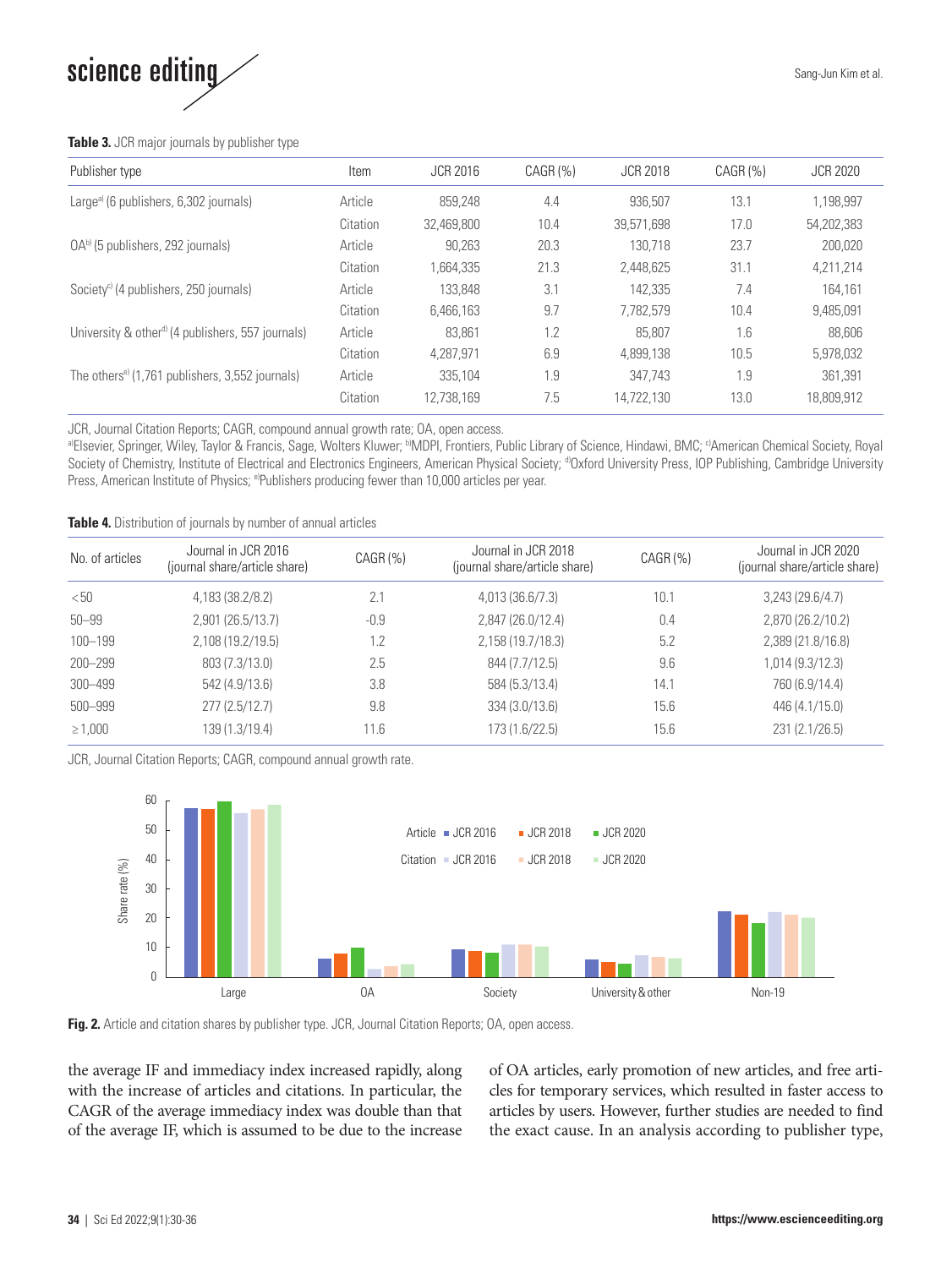**Table 3.** JCR major journals by publisher type

| Publisher type | Item | JCR 2016 | CAGR (%) | JCR 2018 | CAGR (%) | JCR 2020 |
|---|---|---|---|---|---|---|
| Large[a] (6 publishers, 6,302 journals) | Article | 859,248 | 4.4 | 936,507 | 13.1 | 1,198,997 |
| | Citation | 32,469,800 | 10.4 | 39,571,698 | 17.0 | 54,202,383 |
| OA[b] (5 publishers, 292 journals) | Article | 90,263 | 20.3 | 130,718 | 23.7 | 200,020 |
| | Citation | 1,664,335 | 21.3 | 2,448,625 | 31.1 | 4,211,214 |
| Society[c] (4 publishers, 250 journals) | Article | 133,848 | 3.1 | 142,335 | 7.4 | 164,161 |
| | Citation | 6,466,163 | 9.7 | 7,782,579 | 10.4 | 9,485,091 |
| University & other[d] (4 publishers, 557 journals) | Article | 83,861 | 1.2 | 85,807 | 1.6 | 88,606 |
| | Citation | 4,287,971 | 6.9 | 4,899,138 | 10.5 | 5,978,032 |
| The others[e] (1,761 publishers, 3,552 journals) | Article | 335,104 | 1.9 | 347,743 | 1.9 | 361,391 |
| | Citation | 12,738,169 | 7.5 | 14,722,130 | 13.0 | 18,809,912 |

JCR, Journal Citation Reports; CAGR, compound annual growth rate; OA, open access.
[a]Elsevier, Springer, Wiley, Taylor & Francis, Sage, Wolters Kluwer; [b]MDPI, Frontiers, Public Library of Science, Hindawi, BMC; [c]American Chemical Society, Royal Society of Chemistry, Institute of Electrical and Electronics Engineers, American Physical Society; [d]Oxford University Press, IOP Publishing, Cambridge University Press, American Institute of Physics; [e]Publishers producing fewer than 10,000 articles per year.

**Table 4.** Distribution of journals by number of annual articles

| No. of articles | Journal in JCR 2016 (journal share/article share) | CAGR (%) | Journal in JCR 2018 (journal share/article share) | CAGR (%) | Journal in JCR 2020 (journal share/article share) |
|---|---|---|---|---|---|
| <50 | 4,183 (38.2/8.2) | 2.1 | 4,013 (36.6/7.3) | 10.1 | 3,243 (29.6/4.7) |
| 50–99 | 2,901 (26.5/13.7) | -0.9 | 2,847 (26.0/12.4) | 0.4 | 2,870 (26.2/10.2) |
| 100–199 | 2,108 (19.2/19.5) | 1.2 | 2,158 (19.7/18.3) | 5.2 | 2,389 (21.8/16.8) |
| 200–299 | 803 (7.3/13.0) | 2.5 | 844 (7.7/12.5) | 9.6 | 1,014 (9.3/12.3) |
| 300–499 | 542 (4.9/13.6) | 3.8 | 584 (5.3/13.4) | 14.1 | 760 (6.9/14.4) |
| 500–999 | 277 (2.5/12.7) | 9.8 | 334 (3.0/13.6) | 15.6 | 446 (4.1/15.0) |
| ≥1,000 | 139 (1.3/19.4) | 11.6 | 173 (1.6/22.5) | 15.6 | 231 (2.1/26.5) |

JCR, Journal Citation Reports; CAGR, compound annual growth rate.

**Fig. 2.** Article and citation shares by publisher type. JCR, Journal Citation Reports; OA, open access.

the average IF and immediacy index increased rapidly, along with the increase of articles and citations. In particular, the CAGR of the average immediacy index was double than that of the average IF, which is assumed to be due to the increase of OA articles, early promotion of new articles, and free articles for temporary services, which resulted in faster access to articles by users. However, further studies are needed to find the exact cause. In an analysis according to publisher type,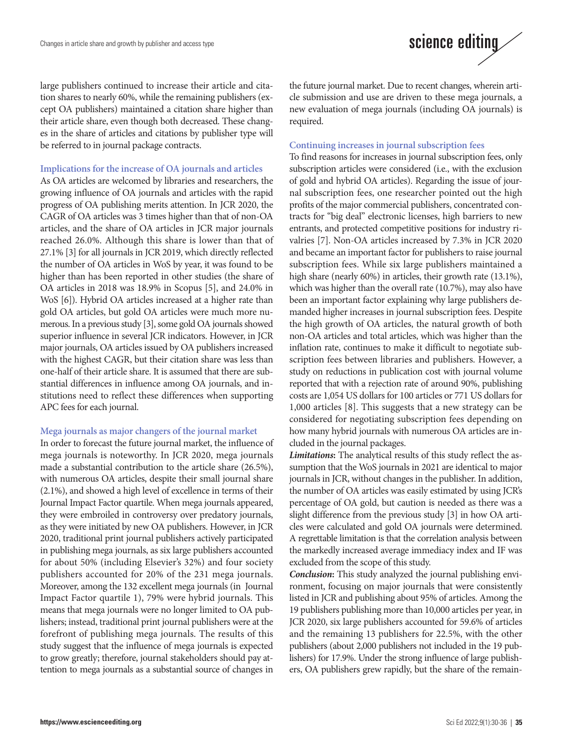large publishers continued to increase their article and citation shares to nearly 60%, while the remaining publishers (except OA publishers) maintained a citation share higher than their article share, even though both decreased. These changes in the share of articles and citations by publisher type will be referred to in journal package contracts.

### Implications for the increase of OA journals and articles

As OA articles are welcomed by libraries and researchers, the growing influence of OA journals and articles with the rapid progress of OA publishing merits attention. In JCR 2020, the CAGR of OA articles was 3 times higher than that of non-OA articles, and the share of OA articles in JCR major journals reached 26.0%. Although this share is lower than that of 27.1% [3] for all journals in JCR 2019, which directly reflected the number of OA articles in WoS by year, it was found to be higher than has been reported in other studies (the share of OA articles in 2018 was 18.9% in Scopus [5], and 24.0% in WoS [6]). Hybrid OA articles increased at a higher rate than gold OA articles, but gold OA articles were much more numerous. In a previous study [3], some gold OA journals showed superior influence in several JCR indicators. However, in JCR major journals, OA articles issued by OA publishers increased with the highest CAGR, but their citation share was less than one-half of their article share. It is assumed that there are substantial differences in influence among OA journals, and institutions need to reflect these differences when supporting APC fees for each journal.

### Mega journals as major changers of the journal market

In order to forecast the future journal market, the influence of mega journals is noteworthy. In JCR 2020, mega journals made a substantial contribution to the article share (26.5%), with numerous OA articles, despite their small journal share (2.1%), and showed a high level of excellence in terms of their Journal Impact Factor quartile. When mega journals appeared, they were embroiled in controversy over predatory journals, as they were initiated by new OA publishers. However, in JCR 2020, traditional print journal publishers actively participated in publishing mega journals, as six large publishers accounted for about 50% (including Elsevier's 32%) and four society publishers accounted for 20% of the 231 mega journals. Moreover, among the 132 excellent mega journals (in Journal Impact Factor quartile 1), 79% were hybrid journals. This means that mega journals were no longer limited to OA publishers; instead, traditional print journal publishers were at the forefront of publishing mega journals. The results of this study suggest that the influence of mega journals is expected to grow greatly; therefore, journal stakeholders should pay attention to mega journals as a substantial source of changes in the future journal market. Due to recent changes, wherein article submission and use are driven to these mega journals, a new evaluation of mega journals (including OA journals) is required.

### Continuing increases in journal subscription fees

To find reasons for increases in journal subscription fees, only subscription articles were considered (i.e., with the exclusion of gold and hybrid OA articles). Regarding the issue of journal subscription fees, one researcher pointed out the high profits of the major commercial publishers, concentrated contracts for "big deal" electronic licenses, high barriers to new entrants, and protected competitive positions for industry rivalries [7]. Non-OA articles increased by 7.3% in JCR 2020 and became an important factor for publishers to raise journal subscription fees. While six large publishers maintained a high share (nearly 60%) in articles, their growth rate (13.1%), which was higher than the overall rate (10.7%), may also have been an important factor explaining why large publishers demanded higher increases in journal subscription fees. Despite the high growth of OA articles, the natural growth of both non-OA articles and total articles, which was higher than the inflation rate, continues to make it difficult to negotiate subscription fees between libraries and publishers. However, a study on reductions in publication cost with journal volume reported that with a rejection rate of around 90%, publishing costs are 1,054 US dollars for 100 articles or 771 US dollars for 1,000 articles [8]. This suggests that a new strategy can be considered for negotiating subscription fees depending on how many hybrid journals with numerous OA articles are included in the journal packages.

***Limitations:*** The analytical results of this study reflect the assumption that the WoS journals in 2021 are identical to major journals in JCR, without changes in the publisher. In addition, the number of OA articles was easily estimated by using JCR's percentage of OA gold, but caution is needed as there was a slight difference from the previous study [3] in how OA articles were calculated and gold OA journals were determined. A regrettable limitation is that the correlation analysis between the markedly increased average immediacy index and IF was excluded from the scope of this study.

***Conclusion:*** This study analyzed the journal publishing environment, focusing on major journals that were consistently listed in JCR and publishing about 95% of articles. Among the 19 publishers publishing more than 10,000 articles per year, in JCR 2020, six large publishers accounted for 59.6% of articles and the remaining 13 publishers for 22.5%, with the other publishers (about 2,000 publishers not included in the 19 publishers) for 17.9%. Under the strong influence of large publishers, OA publishers grew rapidly, but the share of the remain-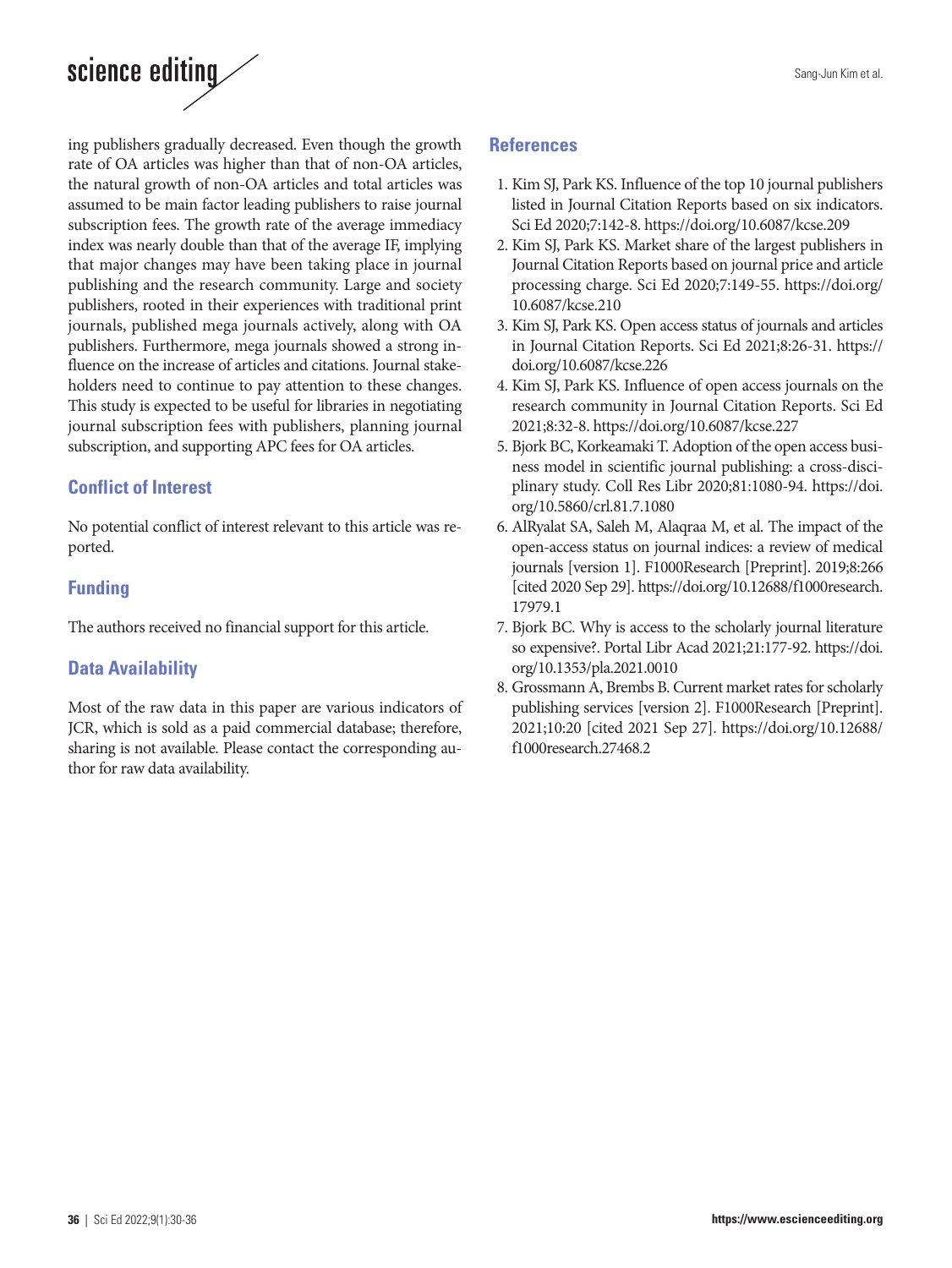ing publishers gradually decreased. Even though the growth rate of OA articles was higher than that of non-OA articles, the natural growth of non-OA articles and total articles was assumed to be main factor leading publishers to raise journal subscription fees. The growth rate of the average immediacy index was nearly double than that of the average IF, implying that major changes may have been taking place in journal publishing and the research community. Large and society publishers, rooted in their experiences with traditional print journals, published mega journals actively, along with OA publishers. Furthermore, mega journals showed a strong influence on the increase of articles and citations. Journal stakeholders need to continue to pay attention to these changes. This study is expected to be useful for libraries in negotiating journal subscription fees with publishers, planning journal subscription, and supporting APC fees for OA articles.

## Conflict of Interest

No potential conflict of interest relevant to this article was reported.

## Funding

The authors received no financial support for this article.

## Data Availability

Most of the raw data in this paper are various indicators of JCR, which is sold as a paid commercial database; therefore, sharing is not available. Please contact the corresponding author for raw data availability.

## References

1. Kim SJ, Park KS. Influence of the top 10 journal publishers listed in Journal Citation Reports based on six indicators. Sci Ed 2020;7:142-8. https://doi.org/10.6087/kcse.209
2. Kim SJ, Park KS. Market share of the largest publishers in Journal Citation Reports based on journal price and article processing charge. Sci Ed 2020;7:149-55. https://doi.org/10.6087/kcse.210
3. Kim SJ, Park KS. Open access status of journals and articles in Journal Citation Reports. Sci Ed 2021;8:26-31. https://doi.org/10.6087/kcse.226
4. Kim SJ, Park KS. Influence of open access journals on the research community in Journal Citation Reports. Sci Ed 2021;8:32-8. https://doi.org/10.6087/kcse.227
5. Bjork BC, Korkeamaki T. Adoption of the open access business model in scientific journal publishing: a cross-disciplinary study. Coll Res Libr 2020;81:1080-94. https://doi.org/10.5860/crl.81.7.1080
6. AlRyalat SA, Saleh M, Alaqraa M, et al. The impact of the open-access status on journal indices: a review of medical journals [version 1]. F1000Research [Preprint]. 2019;8:266 [cited 2020 Sep 29]. https://doi.org/10.12688/f1000research.17979.1
7. Bjork BC. Why is access to the scholarly journal literature so expensive?. Portal Libr Acad 2021;21:177-92. https://doi.org/10.1353/pla.2021.0010
8. Grossmann A, Brembs B. Current market rates for scholarly publishing services [version 2]. F1000Research [Preprint]. 2021;10:20 [cited 2021 Sep 27]. https://doi.org/10.12688/f1000research.27468.2